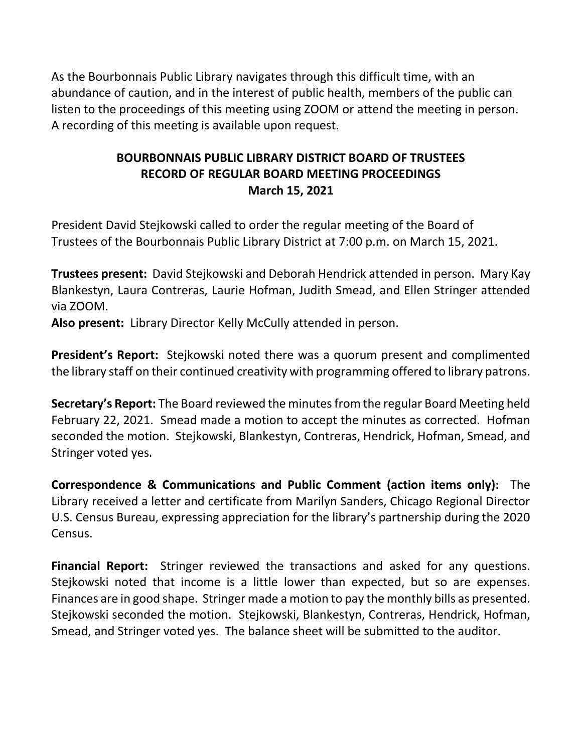As the Bourbonnais Public Library navigates through this difficult time, with an abundance of caution, and in the interest of public health, members of the public can listen to the proceedings of this meeting using ZOOM or attend the meeting in person. A recording of this meeting is available upon request.

# BOURBONNAIS PUBLIC LIBRARY DISTRICT BOARD OF TRUSTEES
## RECORD OF REGULAR BOARD MEETING PROCEEDINGS
### March 15, 2021

President David Stejkowski called to order the regular meeting of the Board of Trustees of the Bourbonnais Public Library District at 7:00 p.m. on March 15, 2021.

**Trustees present:** David Stejkowski and Deborah Hendrick attended in person. Mary Kay Blankestyn, Laura Contreras, Laurie Hofman, Judith Smead, and Ellen Stringer attended via ZOOM.

**Also present:** Library Director Kelly McCully attended in person.

**President's Report:** Stejkowski noted there was a quorum present and complimented the library staff on their continued creativity with programming offered to library patrons.

**Secretary's Report:** The Board reviewed the minutes from the regular Board Meeting held February 22, 2021. Smead made a motion to accept the minutes as corrected. Hofman seconded the motion. Stejkowski, Blankestyn, Contreras, Hendrick, Hofman, Smead, and Stringer voted yes.

**Correspondence & Communications and Public Comment (action items only):** The Library received a letter and certificate from Marilyn Sanders, Chicago Regional Director U.S. Census Bureau, expressing appreciation for the library's partnership during the 2020 Census.

**Financial Report:** Stringer reviewed the transactions and asked for any questions. Stejkowski noted that income is a little lower than expected, but so are expenses. Finances are in good shape. Stringer made a motion to pay the monthly bills as presented. Stejkowski seconded the motion. Stejkowski, Blankestyn, Contreras, Hendrick, Hofman, Smead, and Stringer voted yes. The balance sheet will be submitted to the auditor.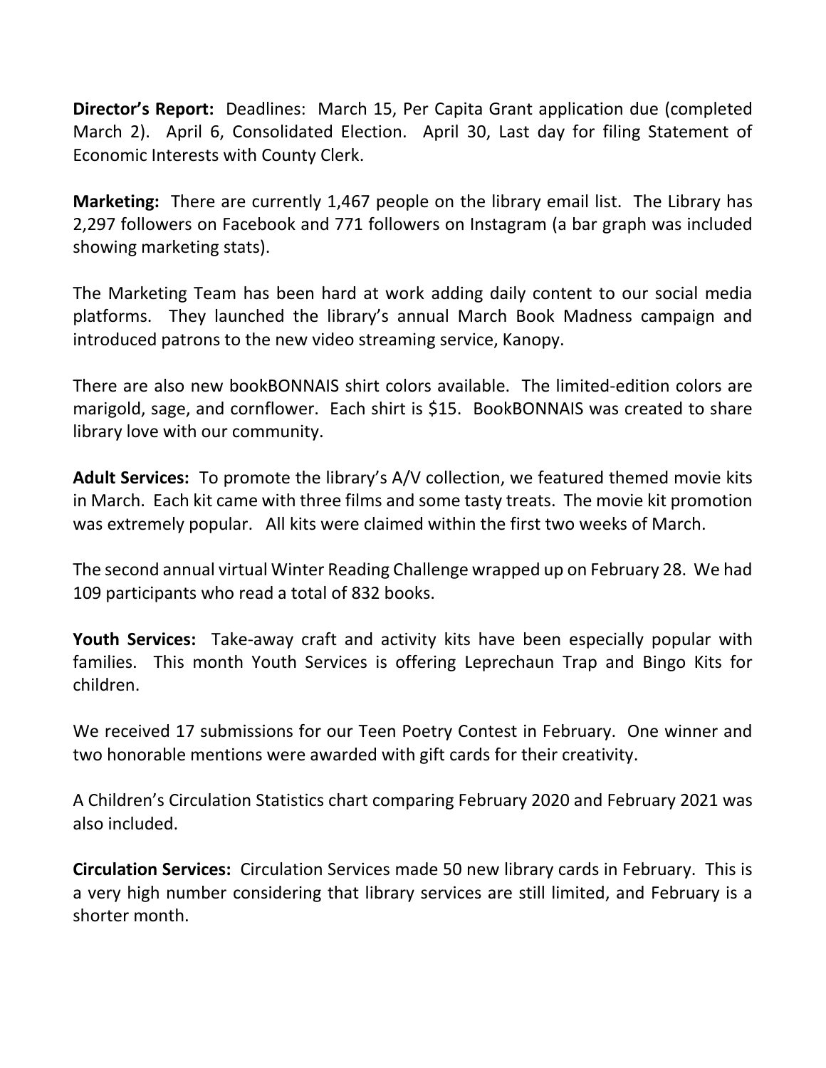**Director's Report:** Deadlines: March 15, Per Capita Grant application due (completed March 2). April 6, Consolidated Election. April 30, Last day for filing Statement of Economic Interests with County Clerk.

**Marketing:** There are currently 1,467 people on the library email list. The Library has 2,297 followers on Facebook and 771 followers on Instagram (a bar graph was included showing marketing stats).

The Marketing Team has been hard at work adding daily content to our social media platforms. They launched the library's annual March Book Madness campaign and introduced patrons to the new video streaming service, Kanopy.

There are also new bookBONNAIS shirt colors available. The limited-edition colors are marigold, sage, and cornflower. Each shirt is $15. BookBONNAIS was created to share library love with our community.

**Adult Services:** To promote the library's A/V collection, we featured themed movie kits in March. Each kit came with three films and some tasty treats. The movie kit promotion was extremely popular. All kits were claimed within the first two weeks of March.

The second annual virtual Winter Reading Challenge wrapped up on February 28. We had 109 participants who read a total of 832 books.

**Youth Services:** Take-away craft and activity kits have been especially popular with families. This month Youth Services is offering Leprechaun Trap and Bingo Kits for children.

We received 17 submissions for our Teen Poetry Contest in February. One winner and two honorable mentions were awarded with gift cards for their creativity.

A Children's Circulation Statistics chart comparing February 2020 and February 2021 was also included.

**Circulation Services:** Circulation Services made 50 new library cards in February. This is a very high number considering that library services are still limited, and February is a shorter month.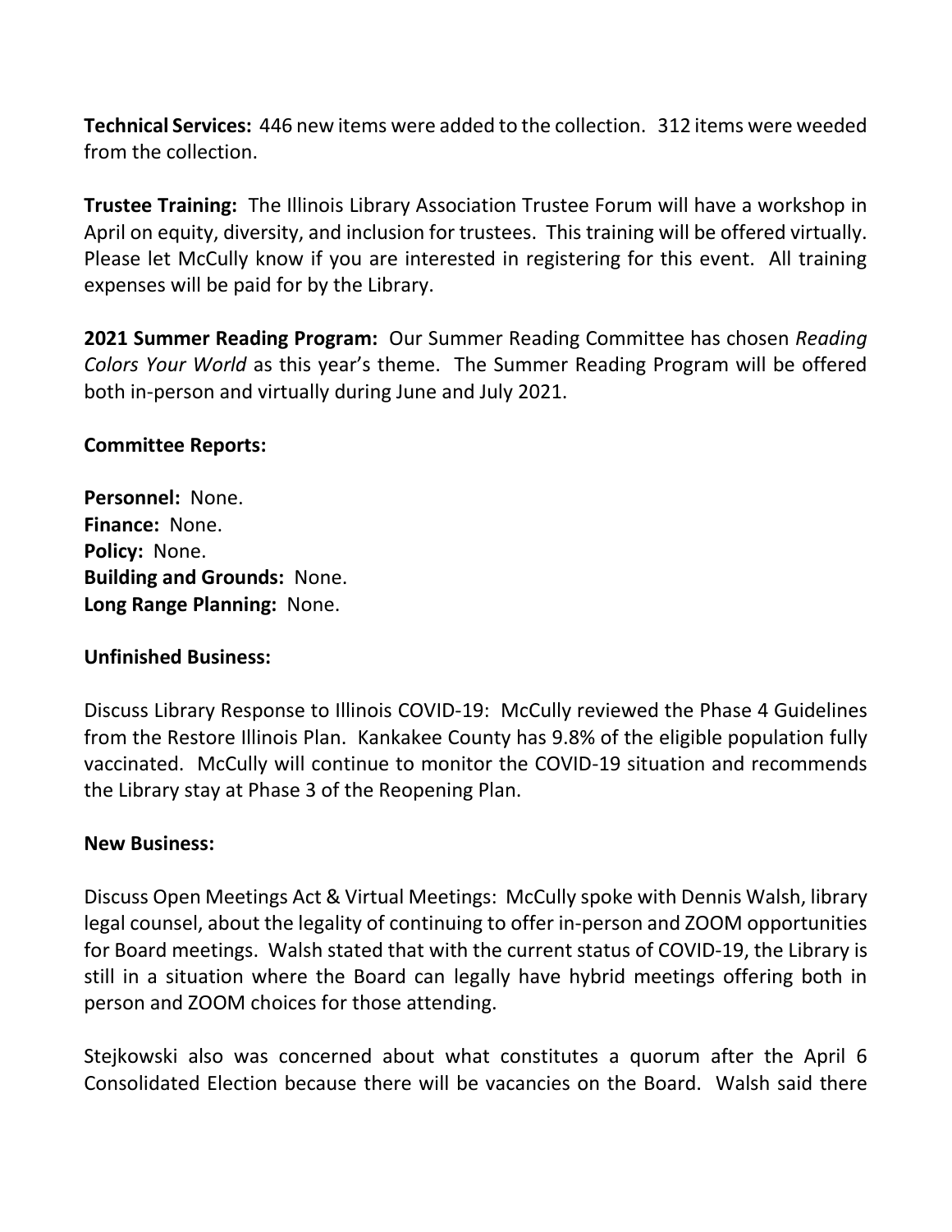**Technical Services:** 446 new items were added to the collection. 312 items were weeded from the collection.

**Trustee Training:** The Illinois Library Association Trustee Forum will have a workshop in April on equity, diversity, and inclusion for trustees. This training will be offered virtually. Please let McCully know if you are interested in registering for this event. All training expenses will be paid for by the Library.

**2021 Summer Reading Program:** Our Summer Reading Committee has chosen *Reading Colors Your World* as this year's theme. The Summer Reading Program will be offered both in-person and virtually during June and July 2021.

**Committee Reports:**

**Personnel:** None.
**Finance:** None.
**Policy:** None.
**Building and Grounds:** None.
**Long Range Planning:** None.

**Unfinished Business:**

Discuss Library Response to Illinois COVID-19: McCully reviewed the Phase 4 Guidelines from the Restore Illinois Plan. Kankakee County has 9.8% of the eligible population fully vaccinated. McCully will continue to monitor the COVID-19 situation and recommends the Library stay at Phase 3 of the Reopening Plan.

**New Business:**

Discuss Open Meetings Act & Virtual Meetings: McCully spoke with Dennis Walsh, library legal counsel, about the legality of continuing to offer in-person and ZOOM opportunities for Board meetings. Walsh stated that with the current status of COVID-19, the Library is still in a situation where the Board can legally have hybrid meetings offering both in person and ZOOM choices for those attending.

Stejkowski also was concerned about what constitutes a quorum after the April 6 Consolidated Election because there will be vacancies on the Board. Walsh said there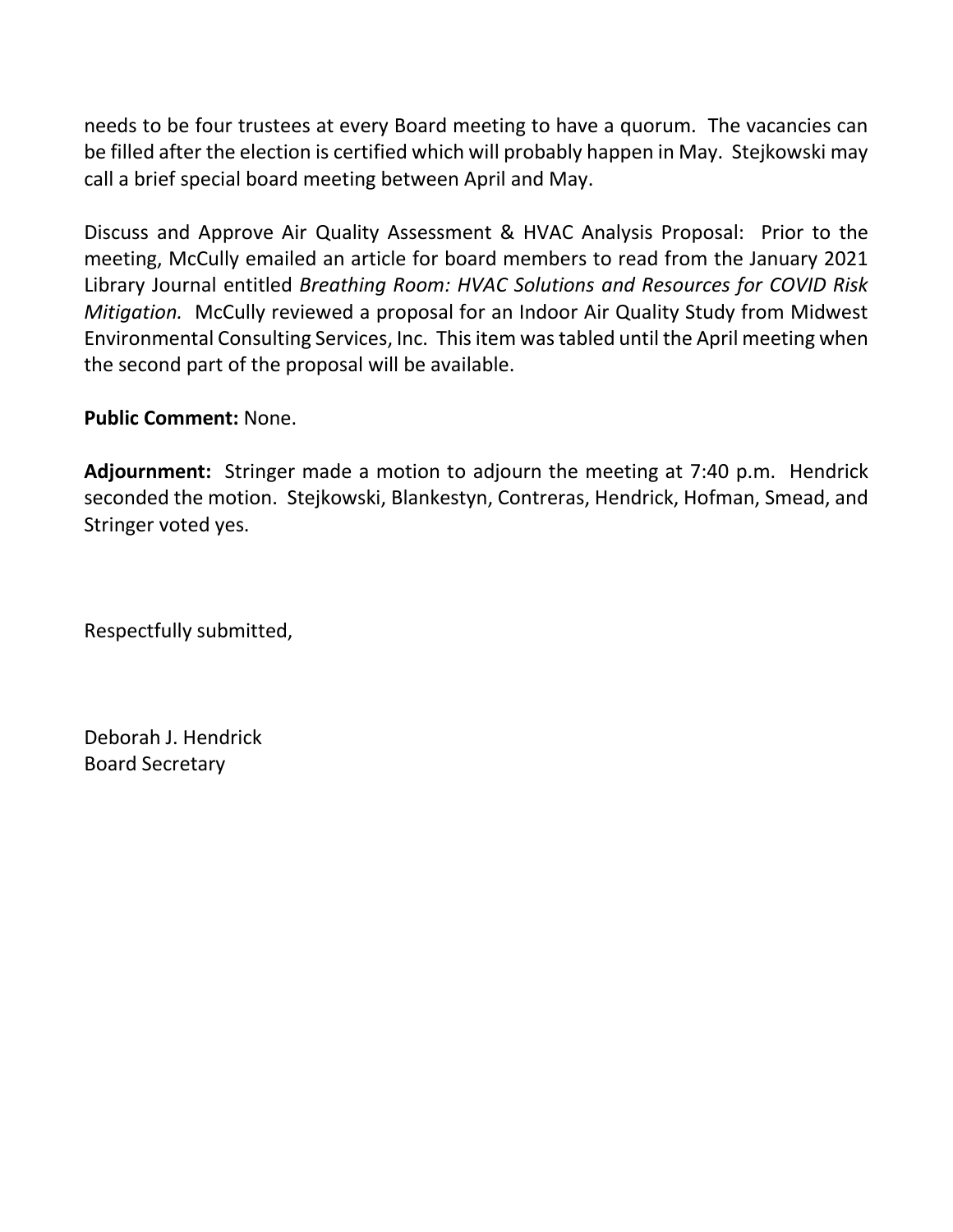needs to be four trustees at every Board meeting to have a quorum. The vacancies can be filled after the election is certified which will probably happen in May. Stejkowski may call a brief special board meeting between April and May.

Discuss and Approve Air Quality Assessment & HVAC Analysis Proposal: Prior to the meeting, McCully emailed an article for board members to read from the January 2021 Library Journal entitled *Breathing Room: HVAC Solutions and Resources for COVID Risk Mitigation.* McCully reviewed a proposal for an Indoor Air Quality Study from Midwest Environmental Consulting Services, Inc. This item was tabled until the April meeting when the second part of the proposal will be available.

**Public Comment:** None.

**Adjournment:** Stringer made a motion to adjourn the meeting at 7:40 p.m. Hendrick seconded the motion. Stejkowski, Blankestyn, Contreras, Hendrick, Hofman, Smead, and Stringer voted yes.

Respectfully submitted,

Deborah J. Hendrick
Board Secretary